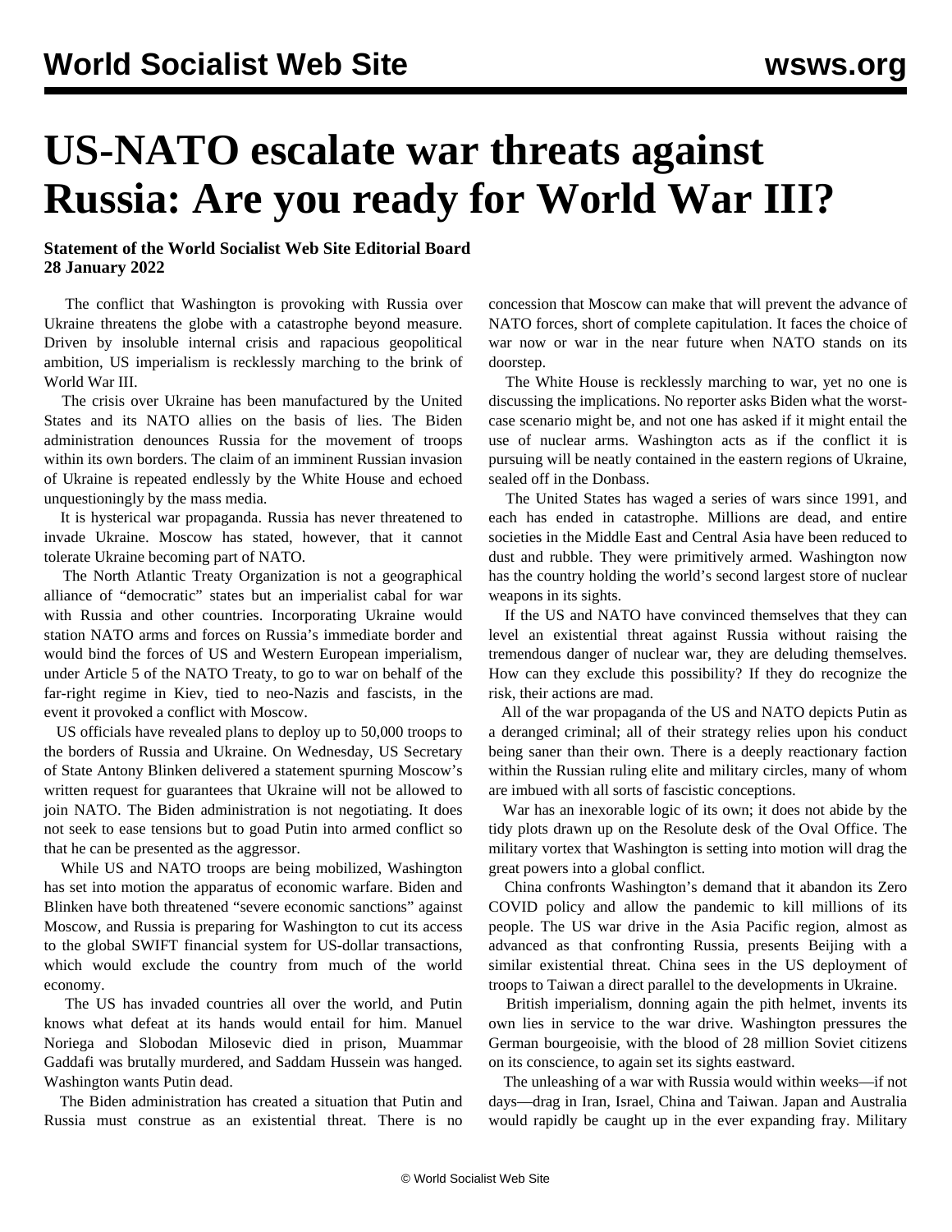# US-NATO escalate war threats against Russia: Are you ready for World War III?

**Statement of the World Socialist Web Site Editorial Board**
**28 January 2022**

The conflict that Washington is provoking with Russia over Ukraine threatens the globe with a catastrophe beyond measure. Driven by insoluble internal crisis and rapacious geopolitical ambition, US imperialism is recklessly marching to the brink of World War III.

The crisis over Ukraine has been manufactured by the United States and its NATO allies on the basis of lies. The Biden administration denounces Russia for the movement of troops within its own borders. The claim of an imminent Russian invasion of Ukraine is repeated endlessly by the White House and echoed unquestioningly by the mass media.

It is hysterical war propaganda. Russia has never threatened to invade Ukraine. Moscow has stated, however, that it cannot tolerate Ukraine becoming part of NATO.

The North Atlantic Treaty Organization is not a geographical alliance of "democratic" states but an imperialist cabal for war with Russia and other countries. Incorporating Ukraine would station NATO arms and forces on Russia's immediate border and would bind the forces of US and Western European imperialism, under Article 5 of the NATO Treaty, to go to war on behalf of the far-right regime in Kiev, tied to neo-Nazis and fascists, in the event it provoked a conflict with Moscow.

US officials have revealed plans to deploy up to 50,000 troops to the borders of Russia and Ukraine. On Wednesday, US Secretary of State Antony Blinken delivered a statement spurning Moscow's written request for guarantees that Ukraine will not be allowed to join NATO. The Biden administration is not negotiating. It does not seek to ease tensions but to goad Putin into armed conflict so that he can be presented as the aggressor.

While US and NATO troops are being mobilized, Washington has set into motion the apparatus of economic warfare. Biden and Blinken have both threatened "severe economic sanctions" against Moscow, and Russia is preparing for Washington to cut its access to the global SWIFT financial system for US-dollar transactions, which would exclude the country from much of the world economy.

The US has invaded countries all over the world, and Putin knows what defeat at its hands would entail for him. Manuel Noriega and Slobodan Milosevic died in prison, Muammar Gaddafi was brutally murdered, and Saddam Hussein was hanged. Washington wants Putin dead.

The Biden administration has created a situation that Putin and Russia must construe as an existential threat. There is no concession that Moscow can make that will prevent the advance of NATO forces, short of complete capitulation. It faces the choice of war now or war in the near future when NATO stands on its doorstep.

The White House is recklessly marching to war, yet no one is discussing the implications. No reporter asks Biden what the worst-case scenario might be, and not one has asked if it might entail the use of nuclear arms. Washington acts as if the conflict it is pursuing will be neatly contained in the eastern regions of Ukraine, sealed off in the Donbass.

The United States has waged a series of wars since 1991, and each has ended in catastrophe. Millions are dead, and entire societies in the Middle East and Central Asia have been reduced to dust and rubble. They were primitively armed. Washington now has the country holding the world's second largest store of nuclear weapons in its sights.

If the US and NATO have convinced themselves that they can level an existential threat against Russia without raising the tremendous danger of nuclear war, they are deluding themselves. How can they exclude this possibility? If they do recognize the risk, their actions are mad.

All of the war propaganda of the US and NATO depicts Putin as a deranged criminal; all of their strategy relies upon his conduct being saner than their own. There is a deeply reactionary faction within the Russian ruling elite and military circles, many of whom are imbued with all sorts of fascistic conceptions.

War has an inexorable logic of its own; it does not abide by the tidy plots drawn up on the Resolute desk of the Oval Office. The military vortex that Washington is setting into motion will drag the great powers into a global conflict.

China confronts Washington's demand that it abandon its Zero COVID policy and allow the pandemic to kill millions of its people. The US war drive in the Asia Pacific region, almost as advanced as that confronting Russia, presents Beijing with a similar existential threat. China sees in the US deployment of troops to Taiwan a direct parallel to the developments in Ukraine.

British imperialism, donning again the pith helmet, invents its own lies in service to the war drive. Washington pressures the German bourgeoisie, with the blood of 28 million Soviet citizens on its conscience, to again set its sights eastward.

The unleashing of a war with Russia would within weeks—if not days—drag in Iran, Israel, China and Taiwan. Japan and Australia would rapidly be caught up in the ever expanding fray. Military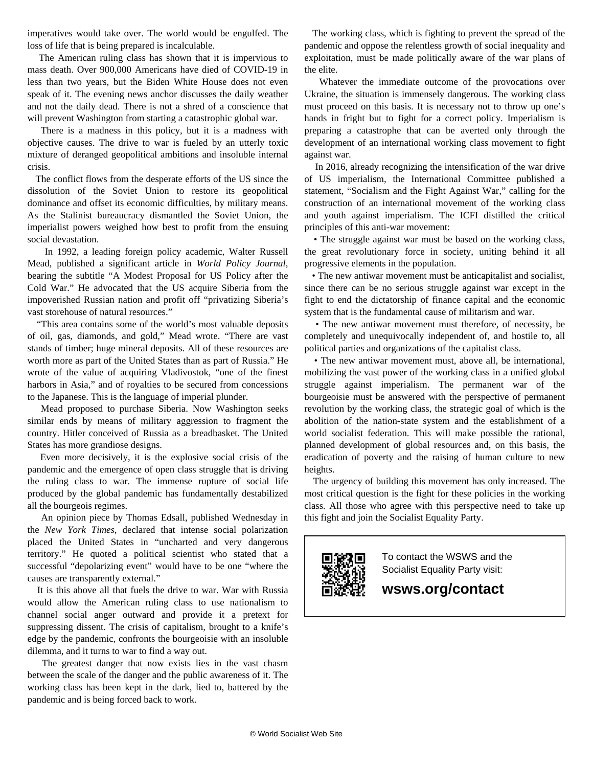imperatives would take over. The world would be engulfed. The loss of life that is being prepared is incalculable.

The American ruling class has shown that it is impervious to mass death. Over 900,000 Americans have died of COVID-19 in less than two years, but the Biden White House does not even speak of it. The evening news anchor discusses the daily weather and not the daily dead. There is not a shred of a conscience that will prevent Washington from starting a catastrophic global war.

There is a madness in this policy, but it is a madness with objective causes. The drive to war is fueled by an utterly toxic mixture of deranged geopolitical ambitions and insoluble internal crisis.

The conflict flows from the desperate efforts of the US since the dissolution of the Soviet Union to restore its geopolitical dominance and offset its economic difficulties, by military means. As the Stalinist bureaucracy dismantled the Soviet Union, the imperialist powers weighed how best to profit from the ensuing social devastation.

In 1992, a leading foreign policy academic, Walter Russell Mead, published a significant article in *World Policy Journal*, bearing the subtitle "A Modest Proposal for US Policy after the Cold War." He advocated that the US acquire Siberia from the impoverished Russian nation and profit off "privatizing Siberia's vast storehouse of natural resources."

"This area contains some of the world's most valuable deposits of oil, gas, diamonds, and gold," Mead wrote. "There are vast stands of timber; huge mineral deposits. All of these resources are worth more as part of the United States than as part of Russia." He wrote of the value of acquiring Vladivostok, "one of the finest harbors in Asia," and of royalties to be secured from concessions to the Japanese. This is the language of imperial plunder.

Mead proposed to purchase Siberia. Now Washington seeks similar ends by means of military aggression to fragment the country. Hitler conceived of Russia as a breadbasket. The United States has more grandiose designs.

Even more decisively, it is the explosive social crisis of the pandemic and the emergence of open class struggle that is driving the ruling class to war. The immense rupture of social life produced by the global pandemic has fundamentally destabilized all the bourgeois regimes.

An opinion piece by Thomas Edsall, published Wednesday in the *New York Times*, declared that intense social polarization placed the United States in "uncharted and very dangerous territory." He quoted a political scientist who stated that a successful "depolarizing event" would have to be one "where the causes are transparently external."

It is this above all that fuels the drive to war. War with Russia would allow the American ruling class to use nationalism to channel social anger outward and provide it a pretext for suppressing dissent. The crisis of capitalism, brought to a knife's edge by the pandemic, confronts the bourgeoisie with an insoluble dilemma, and it turns to war to find a way out.

The greatest danger that now exists lies in the vast chasm between the scale of the danger and the public awareness of it. The working class has been kept in the dark, lied to, battered by the pandemic and is being forced back to work.

The working class, which is fighting to prevent the spread of the pandemic and oppose the relentless growth of social inequality and exploitation, must be made politically aware of the war plans of the elite.

Whatever the immediate outcome of the provocations over Ukraine, the situation is immensely dangerous. The working class must proceed on this basis. It is necessary not to throw up one's hands in fright but to fight for a correct policy. Imperialism is preparing a catastrophe that can be averted only through the development of an international working class movement to fight against war.

In 2016, already recognizing the intensification of the war drive of US imperialism, the International Committee published a statement, "Socialism and the Fight Against War," calling for the construction of an international movement of the working class and youth against imperialism. The ICFI distilled the critical principles of this anti-war movement:

- The struggle against war must be based on the working class, the great revolutionary force in society, uniting behind it all progressive elements in the population.
- The new antiwar movement must be anticapitalist and socialist, since there can be no serious struggle against war except in the fight to end the dictatorship of finance capital and the economic system that is the fundamental cause of militarism and war.
- The new antiwar movement must therefore, of necessity, be completely and unequivocally independent of, and hostile to, all political parties and organizations of the capitalist class.
- The new antiwar movement must, above all, be international, mobilizing the vast power of the working class in a unified global struggle against imperialism. The permanent war of the bourgeoisie must be answered with the perspective of permanent revolution by the working class, the strategic goal of which is the abolition of the nation-state system and the establishment of a world socialist federation. This will make possible the rational, planned development of global resources and, on this basis, the eradication of poverty and the raising of human culture to new heights.

The urgency of building this movement has only increased. The most critical question is the fight for these policies in the working class. All those who agree with this perspective need to take up this fight and join the Socialist Equality Party.

To contact the WSWS and the Socialist Equality Party visit:

**wsws.org/contact**